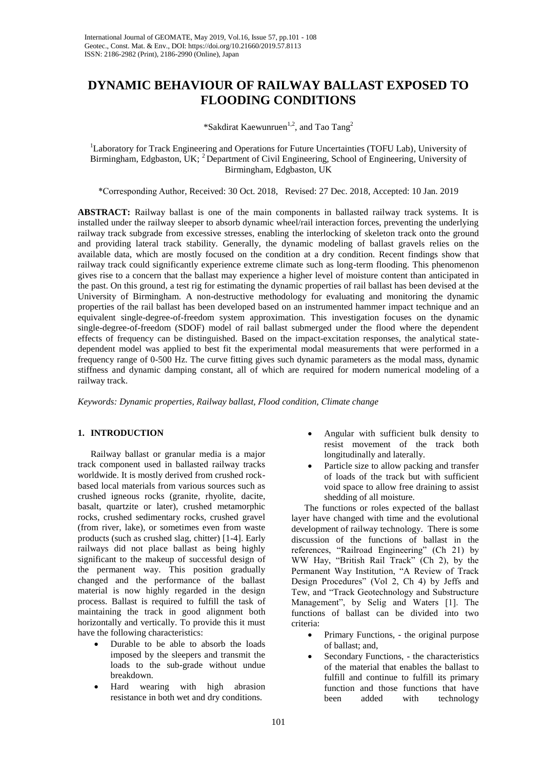# DYNAMIC BEHAVIOUR OF RAILWAY BALLAST EXPOSED TO FLOODING CONDITIONS

*Sakdirat Kaewunruen[1,2], and Tao Tang[2]

[1]Laboratory for Track Engineering and Operations for Future Uncertainties (TOFU Lab), University of Birmingham, Edgbaston, UK; [2] Department of Civil Engineering, School of Engineering, University of Birmingham, Edgbaston, UK

*Corresponding Author, Received: 30 Oct. 2018, Revised: 27 Dec. 2018, Accepted: 10 Jan. 2019

**ABSTRACT:** Railway ballast is one of the main components in ballasted railway track systems. It is installed under the railway sleeper to absorb dynamic wheel/rail interaction forces, preventing the underlying railway track subgrade from excessive stresses, enabling the interlocking of skeleton track onto the ground and providing lateral track stability. Generally, the dynamic modeling of ballast gravels relies on the available data, which are mostly focused on the condition at a dry condition. Recent findings show that railway track could significantly experience extreme climate such as long-term flooding. This phenomenon gives rise to a concern that the ballast may experience a higher level of moisture content than anticipated in the past. On this ground, a test rig for estimating the dynamic properties of rail ballast has been devised at the University of Birmingham. A non-destructive methodology for evaluating and monitoring the dynamic properties of the rail ballast has been developed based on an instrumented hammer impact technique and an equivalent single-degree-of-freedom system approximation. This investigation focuses on the dynamic single-degree-of-freedom (SDOF) model of rail ballast submerged under the flood where the dependent effects of frequency can be distinguished. Based on the impact-excitation responses, the analytical state-dependent model was applied to best fit the experimental modal measurements that were performed in a frequency range of 0-500 Hz. The curve fitting gives such dynamic parameters as the modal mass, dynamic stiffness and dynamic damping constant, all of which are required for modern numerical modeling of a railway track.

*Keywords: Dynamic properties, Railway ballast, Flood condition, Climate change*

## 1. INTRODUCTION

Railway ballast or granular media is a major track component used in ballasted railway tracks worldwide. It is mostly derived from crushed rock-based local materials from various sources such as crushed igneous rocks (granite, rhyolite, dacite, basalt, quartzite or later), crushed metamorphic rocks, crushed sedimentary rocks, crushed gravel (from river, lake), or sometimes even from waste products (such as crushed slag, chitter) [1-4]. Early railways did not place ballast as being highly significant to the makeup of successful design of the permanent way. This position gradually changed and the performance of the ballast material is now highly regarded in the design process. Ballast is required to fulfill the task of maintaining the track in good alignment both horizontally and vertically. To provide this it must have the following characteristics:

- Durable to be able to absorb the loads imposed by the sleepers and transmit the loads to the sub-grade without undue breakdown.
- Hard wearing with high abrasion resistance in both wet and dry conditions.
- Angular with sufficient bulk density to resist movement of the track both longitudinally and laterally.
- Particle size to allow packing and transfer of loads of the track but with sufficient void space to allow free draining to assist shedding of all moisture.

The functions or roles expected of the ballast layer have changed with time and the evolutional development of railway technology. There is some discussion of the functions of ballast in the references, "Railroad Engineering" (Ch 21) by WW Hay, "British Rail Track" (Ch 2), by the Permanent Way Institution, "A Review of Track Design Procedures" (Vol 2, Ch 4) by Jeffs and Tew, and "Track Geotechnology and Substructure Management", by Selig and Waters [1]. The functions of ballast can be divided into two criteria:

- Primary Functions, - the original purpose of ballast; and,
- Secondary Functions, - the characteristics of the material that enables the ballast to fulfill and continue to fulfill its primary function and those functions that have been added with technology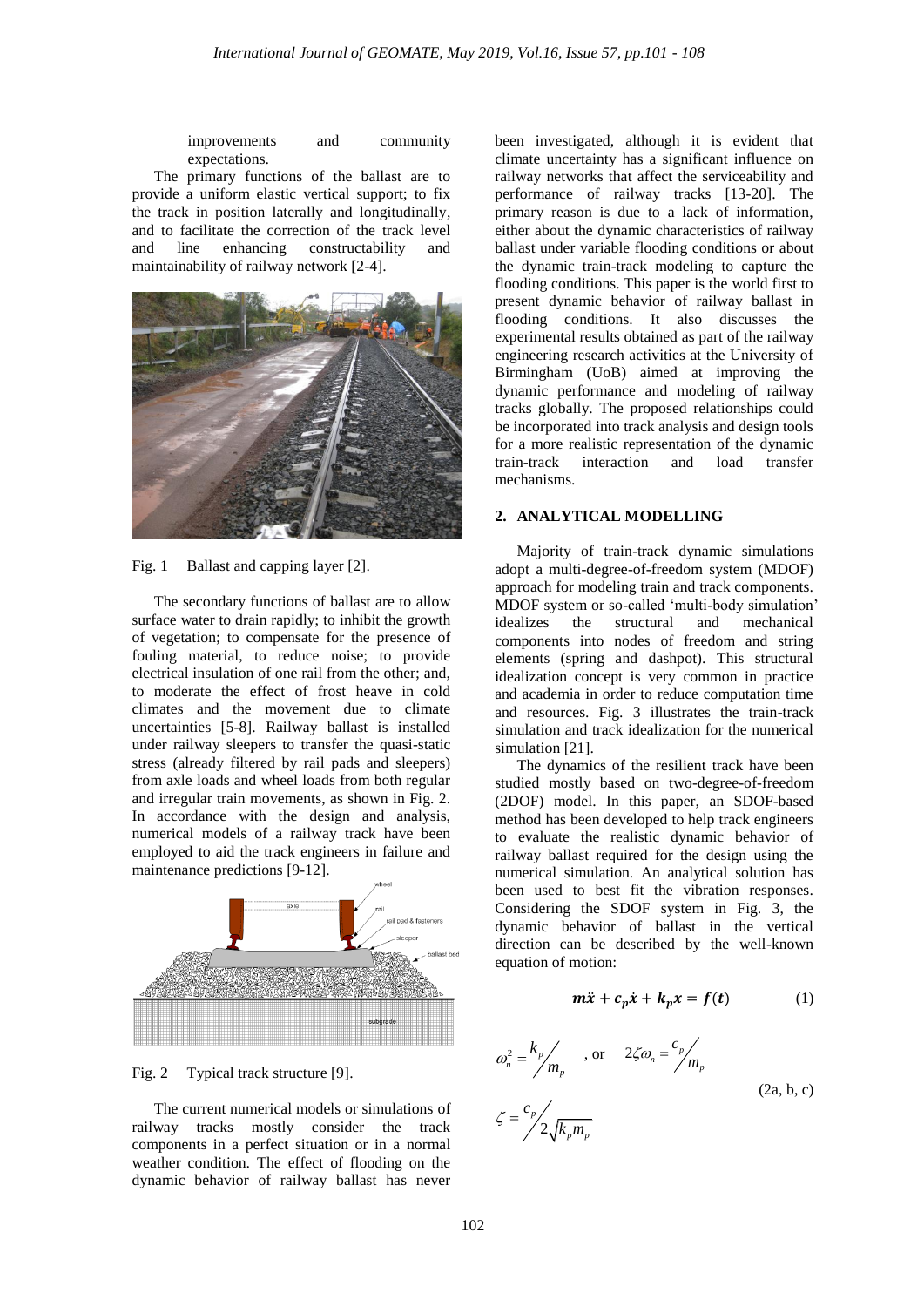improvements and community expectations.

The primary functions of the ballast are to provide a uniform elastic vertical support; to fix the track in position laterally and longitudinally, and to facilitate the correction of the track level and line enhancing constructability and maintainability of railway network [2-4].

Fig. 1 Ballast and capping layer [2].

The secondary functions of ballast are to allow surface water to drain rapidly; to inhibit the growth of vegetation; to compensate for the presence of fouling material, to reduce noise; to provide electrical insulation of one rail from the other; and, to moderate the effect of frost heave in cold climates and the movement due to climate uncertainties [5-8]. Railway ballast is installed under railway sleepers to transfer the quasi-static stress (already filtered by rail pads and sleepers) from axle loads and wheel loads from both regular and irregular train movements, as shown in Fig. 2. In accordance with the design and analysis, numerical models of a railway track have been employed to aid the track engineers in failure and maintenance predictions [9-12].

Fig. 2 Typical track structure [9].

The current numerical models or simulations of railway tracks mostly consider the track components in a perfect situation or in a normal weather condition. The effect of flooding on the dynamic behavior of railway ballast has never been investigated, although it is evident that climate uncertainty has a significant influence on railway networks that affect the serviceability and performance of railway tracks [13-20]. The primary reason is due to a lack of information, either about the dynamic characteristics of railway ballast under variable flooding conditions or about the dynamic train-track modeling to capture the flooding conditions. This paper is the world first to present dynamic behavior of railway ballast in flooding conditions. It also discusses the experimental results obtained as part of the railway engineering research activities at the University of Birmingham (UoB) aimed at improving the dynamic performance and modeling of railway tracks globally. The proposed relationships could be incorporated into track analysis and design tools for a more realistic representation of the dynamic train-track interaction and load transfer mechanisms.

## 2. ANALYTICAL MODELLING

Majority of train-track dynamic simulations adopt a multi-degree-of-freedom system (MDOF) approach for modeling train and track components. MDOF system or so-called 'multi-body simulation' idealizes the structural and mechanical components into nodes of freedom and string elements (spring and dashpot). This structural idealization concept is very common in practice and academia in order to reduce computation time and resources. Fig. 3 illustrates the train-track simulation and track idealization for the numerical simulation [21].

The dynamics of the resilient track have been studied mostly based on two-degree-of-freedom (2DOF) model. In this paper, an SDOF-based method has been developed to help track engineers to evaluate the realistic dynamic behavior of railway ballast required for the design using the numerical simulation. An analytical solution has been used to best fit the vibration responses. Considering the SDOF system in Fig. 3, the dynamic behavior of ballast in the vertical direction can be described by the well-known equation of motion:

$$\boldsymbol{m\ddot{x} + c_p\dot{x} + k_p x = f(t)} \tag{1}$$

$$\omega_n^2 = k_p / m_p \quad \text{, or} \quad 2\zeta\omega_n = c_p / m_p$$

$$\zeta = c_p / 2\sqrt{k_p m_p} \tag{2a, b, c}$$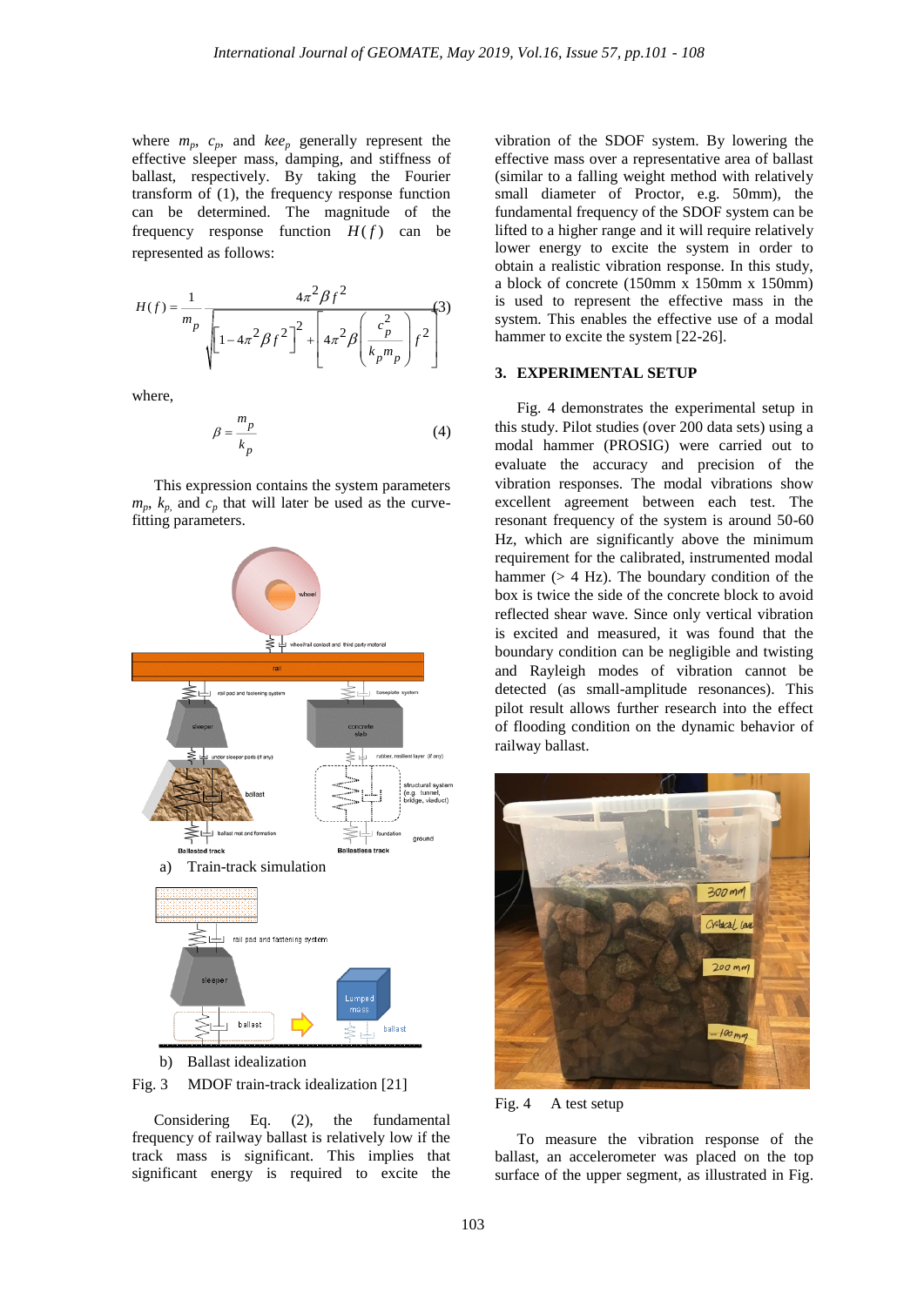where $m_p$, $c_p$, and $kee_p$ generally represent the effective sleeper mass, damping, and stiffness of ballast, respectively. By taking the Fourier transform of (1), the frequency response function can be determined. The magnitude of the frequency response function $H(f)$ can be represented as follows:

$$H(f) = \frac{1}{m_p} \frac{4\pi^2 \beta f^2}{\sqrt{\left[1 - 4\pi^2 \beta f^2\right]^2 + \left[4\pi^2 \beta \left(\frac{c_p^2}{k_p m_p}\right) f^2\right]}} \tag{3}$$

where,

$$\beta = \frac{m_p}{k_p} \tag{4}$$

This expression contains the system parameters $m_p$, $k_p$, and $c_p$ that will later be used as the curve-fitting parameters.

a) Train-track simulation

b) Ballast idealization

Fig. 3 MDOF train-track idealization [21]

Considering Eq. (2), the fundamental frequency of railway ballast is relatively low if the track mass is significant. This implies that significant energy is required to excite the vibration of the SDOF system. By lowering the effective mass over a representative area of ballast (similar to a falling weight method with relatively small diameter of Proctor, e.g. 50mm), the fundamental frequency of the SDOF system can be lifted to a higher range and it will require relatively lower energy to excite the system in order to obtain a realistic vibration response. In this study, a block of concrete (150mm x 150mm x 150mm) is used to represent the effective mass in the system. This enables the effective use of a modal hammer to excite the system [22-26].

## 3. EXPERIMENTAL SETUP

Fig. 4 demonstrates the experimental setup in this study. Pilot studies (over 200 data sets) using a modal hammer (PROSIG) were carried out to evaluate the accuracy and precision of the vibration responses. The modal vibrations show excellent agreement between each test. The resonant frequency of the system is around 50-60 Hz, which are significantly above the minimum requirement for the calibrated, instrumented modal hammer (> 4 Hz). The boundary condition of the box is twice the side of the concrete block to avoid reflected shear wave. Since only vertical vibration is excited and measured, it was found that the boundary condition can be negligible and twisting and Rayleigh modes of vibration cannot be detected (as small-amplitude resonances). This pilot result allows further research into the effect of flooding condition on the dynamic behavior of railway ballast.

Fig. 4 A test setup

To measure the vibration response of the ballast, an accelerometer was placed on the top surface of the upper segment, as illustrated in Fig.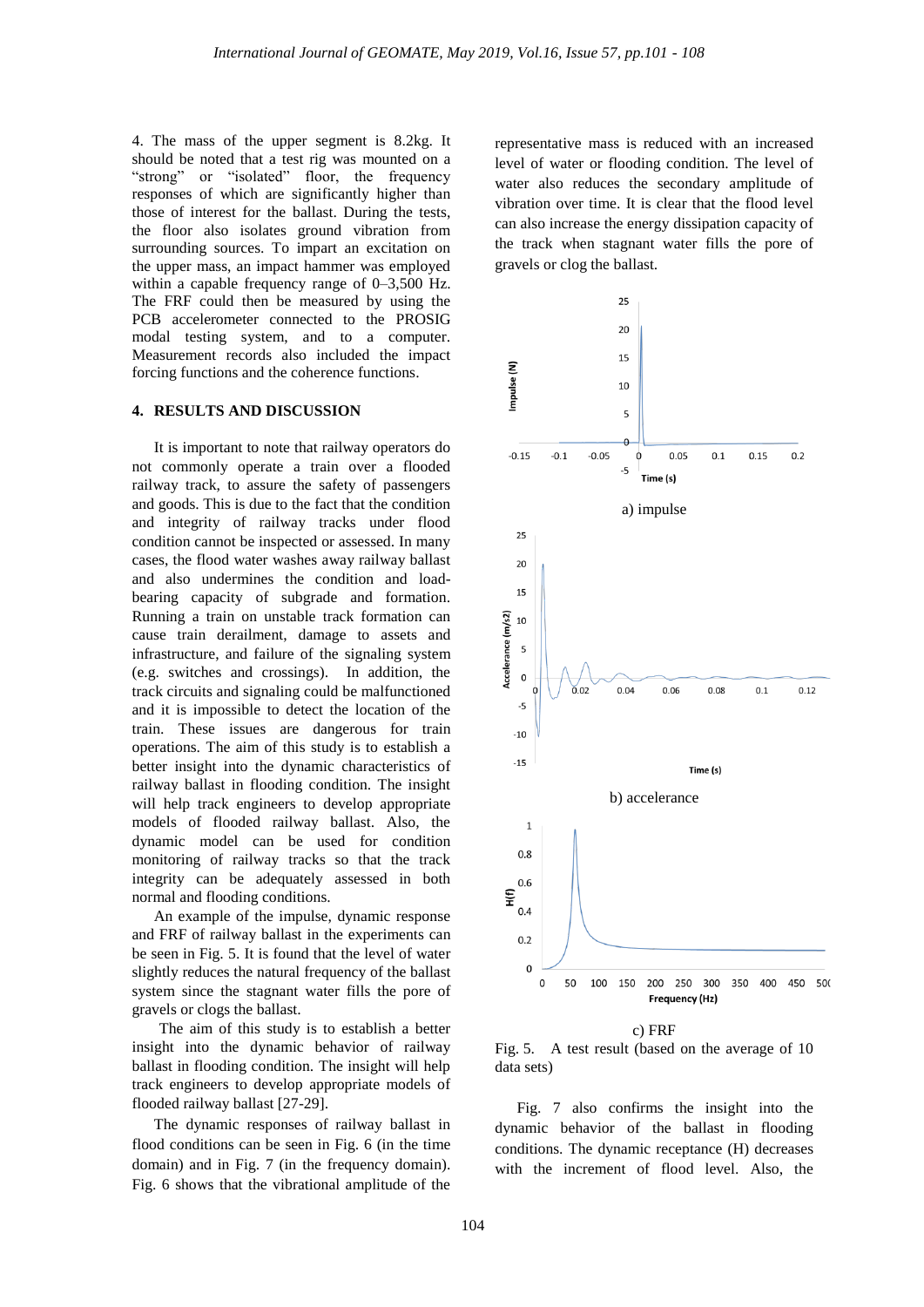4. The mass of the upper segment is 8.2kg. It should be noted that a test rig was mounted on a "strong" or "isolated" floor, the frequency responses of which are significantly higher than those of interest for the ballast. During the tests, the floor also isolates ground vibration from surrounding sources. To impart an excitation on the upper mass, an impact hammer was employed within a capable frequency range of 0–3,500 Hz. The FRF could then be measured by using the PCB accelerometer connected to the PROSIG modal testing system, and to a computer. Measurement records also included the impact forcing functions and the coherence functions.

## 4. RESULTS AND DISCUSSION

It is important to note that railway operators do not commonly operate a train over a flooded railway track, to assure the safety of passengers and goods. This is due to the fact that the condition and integrity of railway tracks under flood condition cannot be inspected or assessed. In many cases, the flood water washes away railway ballast and also undermines the condition and load-bearing capacity of subgrade and formation. Running a train on unstable track formation can cause train derailment, damage to assets and infrastructure, and failure of the signaling system (e.g. switches and crossings). In addition, the track circuits and signaling could be malfunctioned and it is impossible to detect the location of the train. These issues are dangerous for train operations. The aim of this study is to establish a better insight into the dynamic characteristics of railway ballast in flooding condition. The insight will help track engineers to develop appropriate models of flooded railway ballast. Also, the dynamic model can be used for condition monitoring of railway tracks so that the track integrity can be adequately assessed in both normal and flooding conditions.

An example of the impulse, dynamic response and FRF of railway ballast in the experiments can be seen in Fig. 5. It is found that the level of water slightly reduces the natural frequency of the ballast system since the stagnant water fills the pore of gravels or clogs the ballast.

The aim of this study is to establish a better insight into the dynamic behavior of railway ballast in flooding condition. The insight will help track engineers to develop appropriate models of flooded railway ballast [27-29].

The dynamic responses of railway ballast in flood conditions can be seen in Fig. 6 (in the time domain) and in Fig. 7 (in the frequency domain). Fig. 6 shows that the vibrational amplitude of the representative mass is reduced with an increased level of water or flooding condition. The level of water also reduces the secondary amplitude of vibration over time. It is clear that the flood level can also increase the energy dissipation capacity of the track when stagnant water fills the pore of gravels or clog the ballast.

a) impulse

b) accelerance

c) FRF

Fig. 5. A test result (based on the average of 10 data sets)

Fig. 7 also confirms the insight into the dynamic behavior of the ballast in flooding conditions. The dynamic receptance (H) decreases with the increment of flood level. Also, the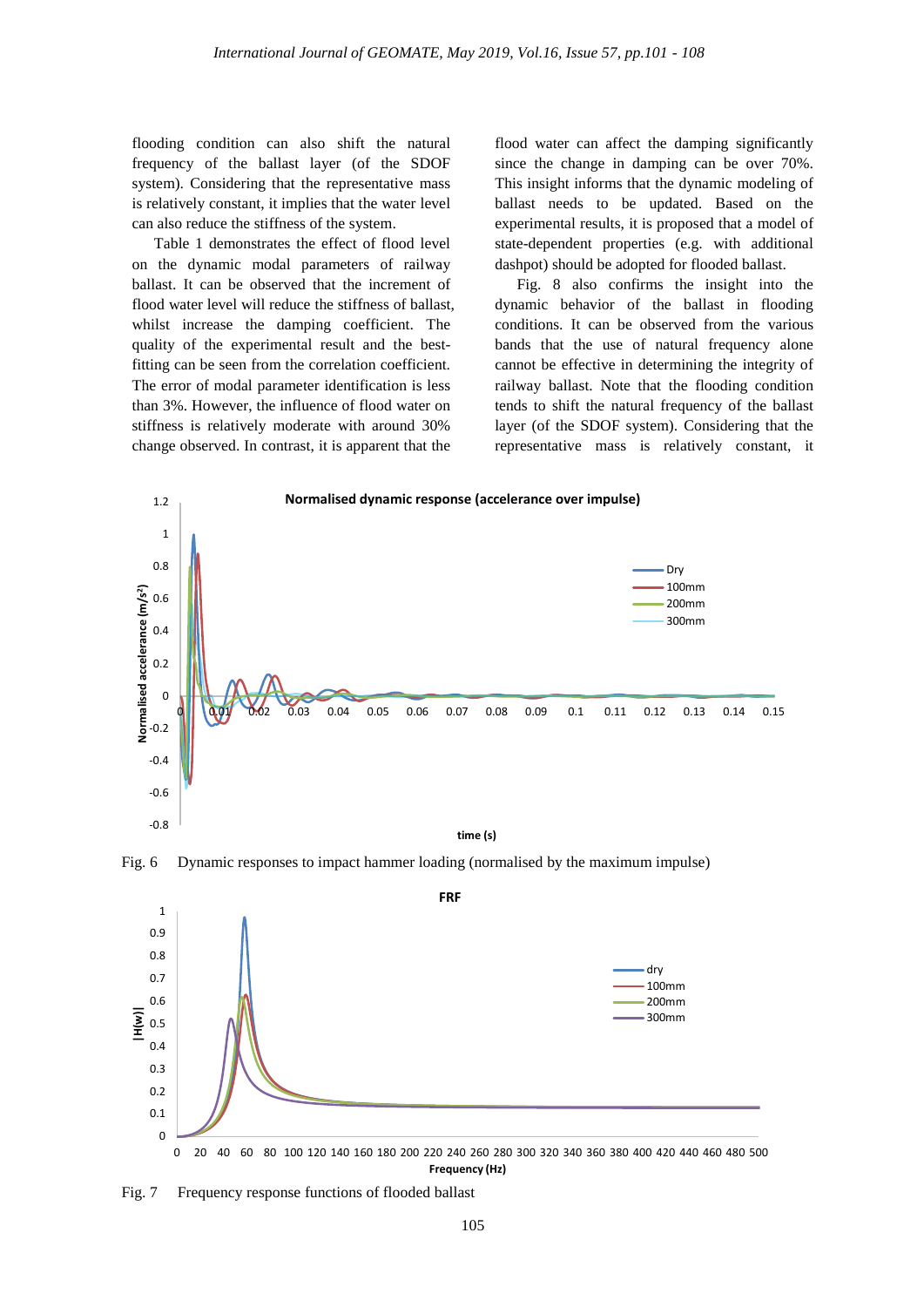flooding condition can also shift the natural frequency of the ballast layer (of the SDOF system). Considering that the representative mass is relatively constant, it implies that the water level can also reduce the stiffness of the system.

Table 1 demonstrates the effect of flood level on the dynamic modal parameters of railway ballast. It can be observed that the increment of flood water level will reduce the stiffness of ballast, whilst increase the damping coefficient. The quality of the experimental result and the best-fitting can be seen from the correlation coefficient. The error of modal parameter identification is less than 3%. However, the influence of flood water on stiffness is relatively moderate with around 30% change observed. In contrast, it is apparent that the flood water can affect the damping significantly since the change in damping can be over 70%. This insight informs that the dynamic modeling of ballast needs to be updated. Based on the experimental results, it is proposed that a model of state-dependent properties (e.g. with additional dashpot) should be adopted for flooded ballast.

Fig. 8 also confirms the insight into the dynamic behavior of the ballast in flooding conditions. It can be observed from the various bands that the use of natural frequency alone cannot be effective in determining the integrity of railway ballast. Note that the flooding condition tends to shift the natural frequency of the ballast layer (of the SDOF system). Considering that the representative mass is relatively constant, it

Fig. 6 Dynamic responses to impact hammer loading (normalised by the maximum impulse)

Fig. 7 Frequency response functions of flooded ballast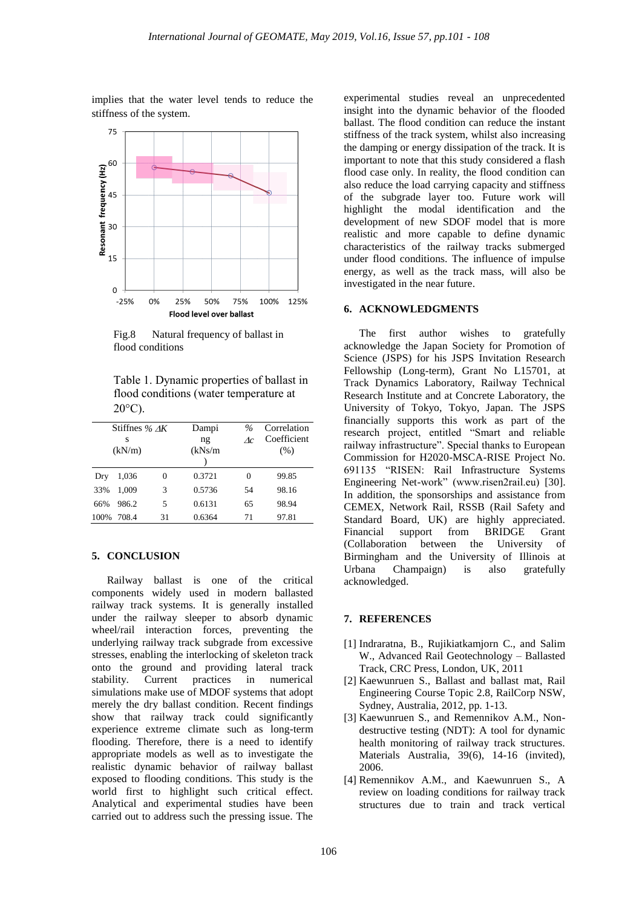implies that the water level tends to reduce the stiffness of the system.

Fig.8 Natural frequency of ballast in flood conditions

Table 1. Dynamic properties of ballast in flood conditions (water temperature at 20°C).

| | Stiffness (kN/m) | % $\Delta K$ | Damping (kNs/m) | % $\Delta c$ | Correlation Coefficient (%) |
|---|---|---|---|---|---|
| Dry | 1,036 | 0 | 0.3721 | 0 | 99.85 |
| 33% | 1,009 | 3 | 0.5736 | 54 | 98.16 |
| 66% | 986.2 | 5 | 0.6131 | 65 | 98.94 |
| 100% | 708.4 | 31 | 0.6364 | 71 | 97.81 |

## 5. CONCLUSION

Railway ballast is one of the critical components widely used in modern ballasted railway track systems. It is generally installed under the railway sleeper to absorb dynamic wheel/rail interaction forces, preventing the underlying railway track subgrade from excessive stresses, enabling the interlocking of skeleton track onto the ground and providing lateral track stability. Current practices in numerical simulations make use of MDOF systems that adopt merely the dry ballast condition. Recent findings show that railway track could significantly experience extreme climate such as long-term flooding. Therefore, there is a need to identify appropriate models as well as to investigate the realistic dynamic behavior of railway ballast exposed to flooding conditions. This study is the world first to highlight such critical effect. Analytical and experimental studies have been carried out to address such the pressing issue. The experimental studies reveal an unprecedented insight into the dynamic behavior of the flooded ballast. The flood condition can reduce the instant stiffness of the track system, whilst also increasing the damping or energy dissipation of the track. It is important to note that this study considered a flash flood case only. In reality, the flood condition can also reduce the load carrying capacity and stiffness of the subgrade layer too. Future work will highlight the modal identification and the development of new SDOF model that is more realistic and more capable to define dynamic characteristics of the railway tracks submerged under flood conditions. The influence of impulse energy, as well as the track mass, will also be investigated in the near future.

## 6. ACKNOWLEDGMENTS

The first author wishes to gratefully acknowledge the Japan Society for Promotion of Science (JSPS) for his JSPS Invitation Research Fellowship (Long-term), Grant No L15701, at Track Dynamics Laboratory, Railway Technical Research Institute and at Concrete Laboratory, the University of Tokyo, Tokyo, Japan. The JSPS financially supports this work as part of the research project, entitled "Smart and reliable railway infrastructure". Special thanks to European Commission for H2020-MSCA-RISE Project No. 691135 "RISEN: Rail Infrastructure Systems Engineering Net-work" (www.risen2rail.eu) [30]. In addition, the sponsorships and assistance from CEMEX, Network Rail, RSSB (Rail Safety and Standard Board, UK) are highly appreciated. Financial support from BRIDGE Grant (Collaboration between the University of Birmingham and the University of Illinois at Urbana Champaign) is also gratefully acknowledged.

## 7. REFERENCES

[1] Indraratna, B., Rujikiatkamjorn C., and Salim W., Advanced Rail Geotechnology – Ballasted Track, CRC Press, London, UK, 2011

[2] Kaewunruen S., Ballast and ballast mat, Rail Engineering Course Topic 2.8, RailCorp NSW, Sydney, Australia, 2012, pp. 1-13.

[3] Kaewunruen S., and Remennikov A.M., Non-destructive testing (NDT): A tool for dynamic health monitoring of railway track structures. Materials Australia, 39(6), 14-16 (invited), 2006.

[4] Remennikov A.M., and Kaewunruen S., A review on loading conditions for railway track structures due to train and track vertical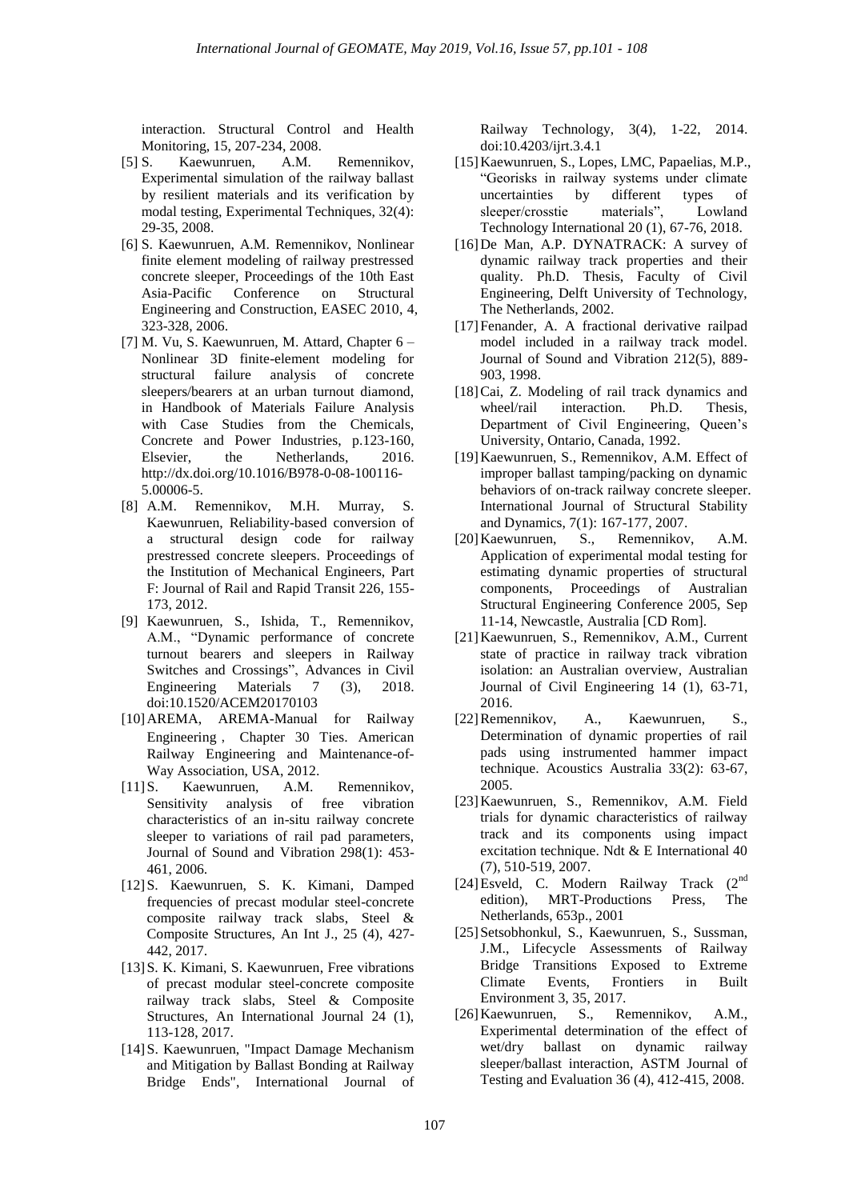interaction. Structural Control and Health Monitoring, 15, 207-234, 2008.

[5] S. Kaewunruen, A.M. Remennikov, Experimental simulation of the railway ballast by resilient materials and its verification by modal testing, Experimental Techniques, 32(4): 29-35, 2008.

[6] S. Kaewunruen, A.M. Remennikov, Nonlinear finite element modeling of railway prestressed concrete sleeper, Proceedings of the 10th East Asia-Pacific Conference on Structural Engineering and Construction, EASEC 2010, 4, 323-328, 2006.

[7] M. Vu, S. Kaewunruen, M. Attard, Chapter 6 – Nonlinear 3D finite-element modeling for structural failure analysis of concrete sleepers/bearers at an urban turnout diamond, in Handbook of Materials Failure Analysis with Case Studies from the Chemicals, Concrete and Power Industries, p.123-160, Elsevier, the Netherlands, 2016. http://dx.doi.org/10.1016/B978-0-08-100116-5.00006-5.

[8] A.M. Remennikov, M.H. Murray, S. Kaewunruen, Reliability-based conversion of a structural design code for railway prestressed concrete sleepers. Proceedings of the Institution of Mechanical Engineers, Part F: Journal of Rail and Rapid Transit 226, 155-173, 2012.

[9] Kaewunruen, S., Ishida, T., Remennikov, A.M., "Dynamic performance of concrete turnout bearers and sleepers in Railway Switches and Crossings", Advances in Civil Engineering Materials 7 (3), 2018. doi:10.1520/ACEM20170103

[10] AREMA, AREMA-Manual for Railway Engineering , Chapter 30 Ties. American Railway Engineering and Maintenance-of-Way Association, USA, 2012.

[11] S. Kaewunruen, A.M. Remennikov, Sensitivity analysis of free vibration characteristics of an in-situ railway concrete sleeper to variations of rail pad parameters, Journal of Sound and Vibration 298(1): 453-461, 2006.

[12] S. Kaewunruen, S. K. Kimani, Damped frequencies of precast modular steel-concrete composite railway track slabs, Steel & Composite Structures, An Int J., 25 (4), 427-442, 2017.

[13] S. K. Kimani, S. Kaewunruen, Free vibrations of precast modular steel-concrete composite railway track slabs, Steel & Composite Structures, An International Journal 24 (1), 113-128, 2017.

[14] S. Kaewunruen, "Impact Damage Mechanism and Mitigation by Ballast Bonding at Railway Bridge Ends", International Journal of Railway Technology, 3(4), 1-22, 2014. doi:10.4203/ijrt.3.4.1

[15] Kaewunruen, S., Lopes, LMC, Papaelias, M.P., "Georisks in railway systems under climate uncertainties by different types of sleeper/crosstie materials", Lowland Technology International 20 (1), 67-76, 2018.

[16] De Man, A.P. DYNATRACK: A survey of dynamic railway track properties and their quality. Ph.D. Thesis, Faculty of Civil Engineering, Delft University of Technology, The Netherlands, 2002.

[17] Fenander, A. A fractional derivative railpad model included in a railway track model. Journal of Sound and Vibration 212(5), 889-903, 1998.

[18] Cai, Z. Modeling of rail track dynamics and wheel/rail interaction. Ph.D. Thesis, Department of Civil Engineering, Queen's University, Ontario, Canada, 1992.

[19] Kaewunruen, S., Remennikov, A.M. Effect of improper ballast tamping/packing on dynamic behaviors of on-track railway concrete sleeper. International Journal of Structural Stability and Dynamics, 7(1): 167-177, 2007.

[20] Kaewunruen, S., Remennikov, A.M. Application of experimental modal testing for estimating dynamic properties of structural components, Proceedings of Australian Structural Engineering Conference 2005, Sep 11-14, Newcastle, Australia [CD Rom].

[21] Kaewunruen, S., Remennikov, A.M., Current state of practice in railway track vibration isolation: an Australian overview, Australian Journal of Civil Engineering 14 (1), 63-71, 2016.

[22] Remennikov, A., Kaewunruen, S., Determination of dynamic properties of rail pads using instrumented hammer impact technique. Acoustics Australia 33(2): 63-67, 2005.

[23] Kaewunruen, S., Remennikov, A.M. Field trials for dynamic characteristics of railway track and its components using impact excitation technique. Ndt & E International 40 (7), 510-519, 2007.

[24] Esveld, C. Modern Railway Track (2nd edition), MRT-Productions Press, The Netherlands, 653p., 2001

[25] Setsobhonkul, S., Kaewunruen, S., Sussman, J.M., Lifecycle Assessments of Railway Bridge Transitions Exposed to Extreme Climate Events, Frontiers in Built Environment 3, 35, 2017.

[26] Kaewunruen, S., Remennikov, A.M., Experimental determination of the effect of wet/dry ballast on dynamic railway sleeper/ballast interaction, ASTM Journal of Testing and Evaluation 36 (4), 412-415, 2008.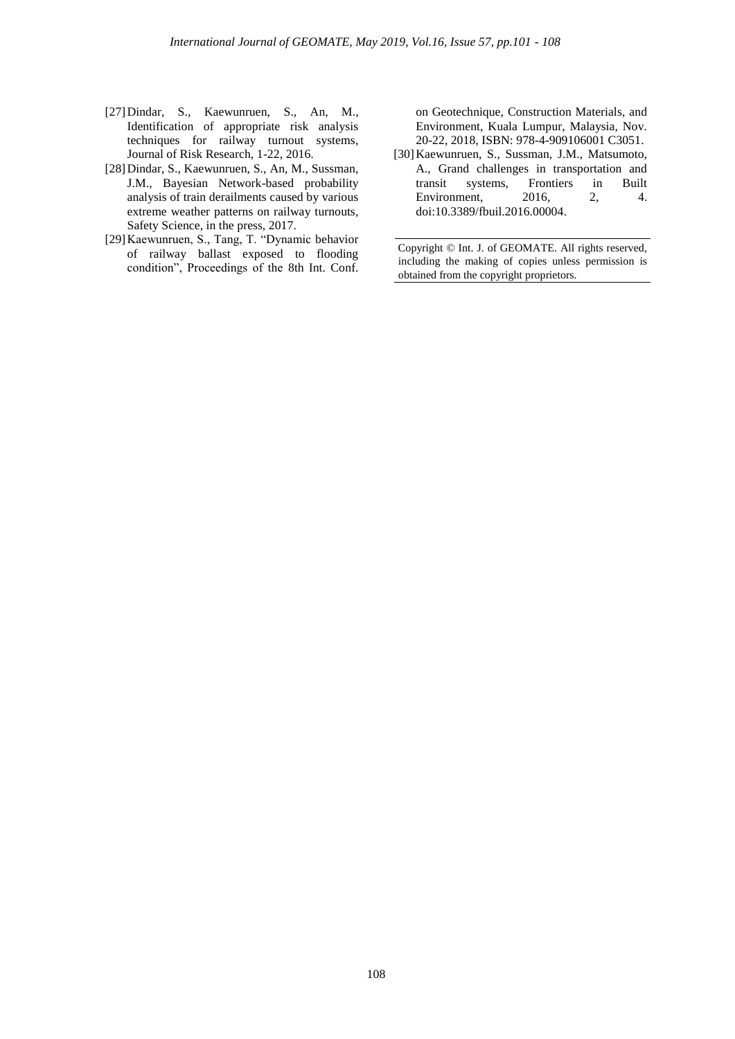[27] Dindar, S., Kaewunruen, S., An, M., Identification of appropriate risk analysis techniques for railway turnout systems, Journal of Risk Research, 1-22, 2016.

[28] Dindar, S., Kaewunruen, S., An, M., Sussman, J.M., Bayesian Network-based probability analysis of train derailments caused by various extreme weather patterns on railway turnouts, Safety Science, in the press, 2017.

[29] Kaewunruen, S., Tang, T. "Dynamic behavior of railway ballast exposed to flooding condition", Proceedings of the 8th Int. Conf. on Geotechnique, Construction Materials, and Environment, Kuala Lumpur, Malaysia, Nov. 20-22, 2018, ISBN: 978-4-909106001 C3051.

[30] Kaewunruen, S., Sussman, J.M., Matsumoto, A., Grand challenges in transportation and transit systems, Frontiers in Built Environment, 2016, 2, 4. doi:10.3389/fbuil.2016.00004.

Copyright © Int. J. of GEOMATE. All rights reserved, including the making of copies unless permission is obtained from the copyright proprietors.